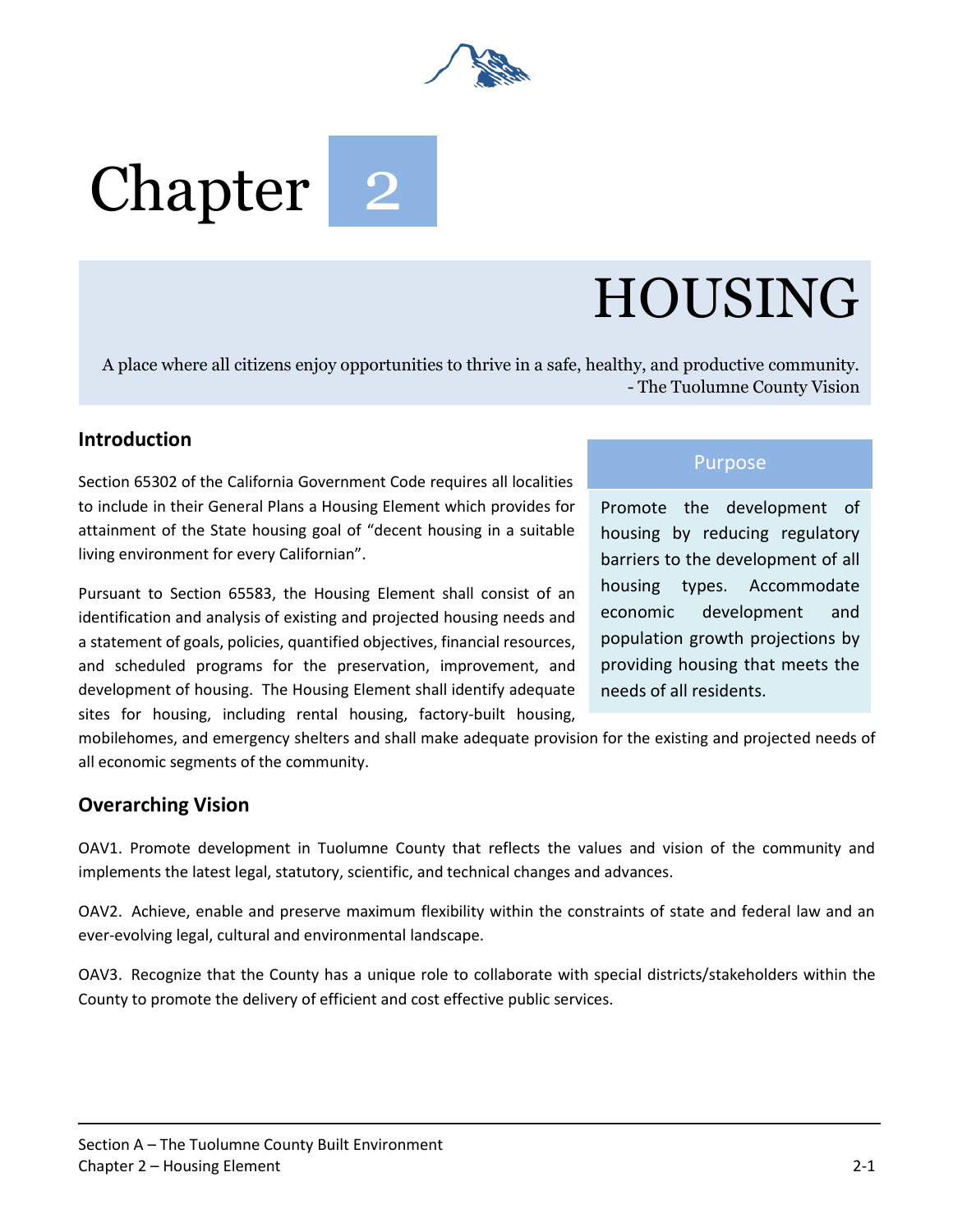# Chapter 2

# HOUSING

A place where all citizens enjoy opportunities to thrive in a safe, healthy, and productive community.
- The Tuolumne County Vision

## Introduction

Section 65302 of the California Government Code requires all localities to include in their General Plans a Housing Element which provides for attainment of the State housing goal of "decent housing in a suitable living environment for every Californian".

Pursuant to Section 65583, the Housing Element shall consist of an identification and analysis of existing and projected housing needs and a statement of goals, policies, quantified objectives, financial resources, and scheduled programs for the preservation, improvement, and development of housing. The Housing Element shall identify adequate sites for housing, including rental housing, factory-built housing, mobilehomes, and emergency shelters and shall make adequate provision for the existing and projected needs of all economic segments of the community.

### Purpose

Promote the development of housing by reducing regulatory barriers to the development of all housing types. Accommodate economic development and population growth projections by providing housing that meets the needs of all residents.

## Overarching Vision

OAV1. Promote development in Tuolumne County that reflects the values and vision of the community and implements the latest legal, statutory, scientific, and technical changes and advances.

OAV2. Achieve, enable and preserve maximum flexibility within the constraints of state and federal law and an ever-evolving legal, cultural and environmental landscape.

OAV3. Recognize that the County has a unique role to collaborate with special districts/stakeholders within the County to promote the delivery of efficient and cost effective public services.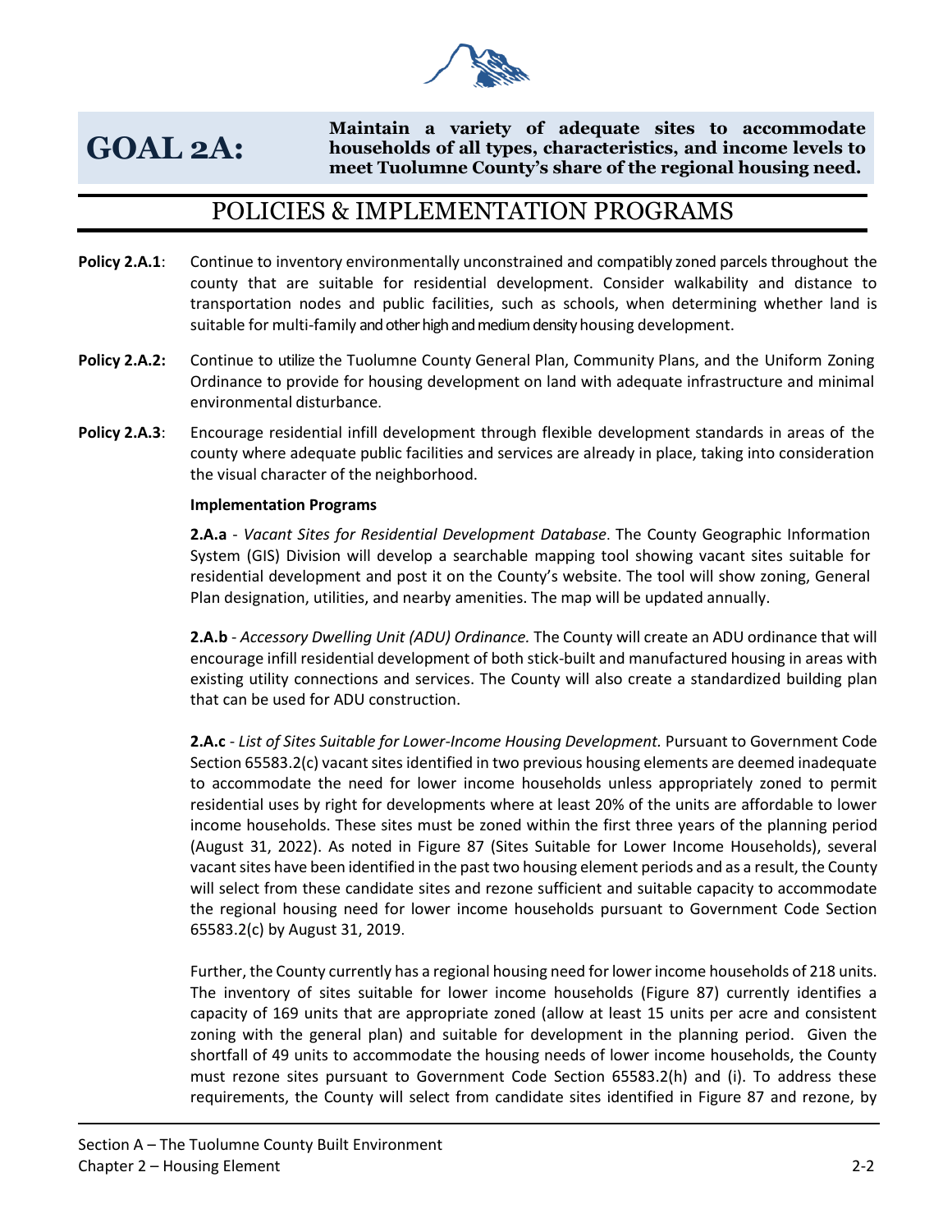# GOAL 2A:

**Maintain a variety of adequate sites to accommodate households of all types, characteristics, and income levels to meet Tuolumne County's share of the regional housing need.**

## POLICIES & IMPLEMENTATION PROGRAMS

**Policy 2.A.1**: Continue to inventory environmentally unconstrained and compatibly zoned parcels throughout the county that are suitable for residential development. Consider walkability and distance to transportation nodes and public facilities, such as schools, when determining whether land is suitable for multi-family and other high and medium density housing development.

**Policy 2.A.2:** Continue to utilize the Tuolumne County General Plan, Community Plans, and the Uniform Zoning Ordinance to provide for housing development on land with adequate infrastructure and minimal environmental disturbance.

**Policy 2.A.3**: Encourage residential infill development through flexible development standards in areas of the county where adequate public facilities and services are already in place, taking into consideration the visual character of the neighborhood.

**Implementation Programs**

**2.A.a** - *Vacant Sites for Residential Development Database*. The County Geographic Information System (GIS) Division will develop a searchable mapping tool showing vacant sites suitable for residential development and post it on the County's website. The tool will show zoning, General Plan designation, utilities, and nearby amenities. The map will be updated annually.

**2.A.b** - *Accessory Dwelling Unit (ADU) Ordinance.* The County will create an ADU ordinance that will encourage infill residential development of both stick-built and manufactured housing in areas with existing utility connections and services. The County will also create a standardized building plan that can be used for ADU construction.

**2.A.c** - *List of Sites Suitable for Lower-Income Housing Development.* Pursuant to Government Code Section 65583.2(c) vacant sites identified in two previous housing elements are deemed inadequate to accommodate the need for lower income households unless appropriately zoned to permit residential uses by right for developments where at least 20% of the units are affordable to lower income households. These sites must be zoned within the first three years of the planning period (August 31, 2022). As noted in Figure 87 (Sites Suitable for Lower Income Households), several vacant sites have been identified in the past two housing element periods and as a result, the County will select from these candidate sites and rezone sufficient and suitable capacity to accommodate the regional housing need for lower income households pursuant to Government Code Section 65583.2(c) by August 31, 2019.

Further, the County currently has a regional housing need for lower income households of 218 units. The inventory of sites suitable for lower income households (Figure 87) currently identifies a capacity of 169 units that are appropriate zoned (allow at least 15 units per acre and consistent zoning with the general plan) and suitable for development in the planning period. Given the shortfall of 49 units to accommodate the housing needs of lower income households, the County must rezone sites pursuant to Government Code Section 65583.2(h) and (i). To address these requirements, the County will select from candidate sites identified in Figure 87 and rezone, by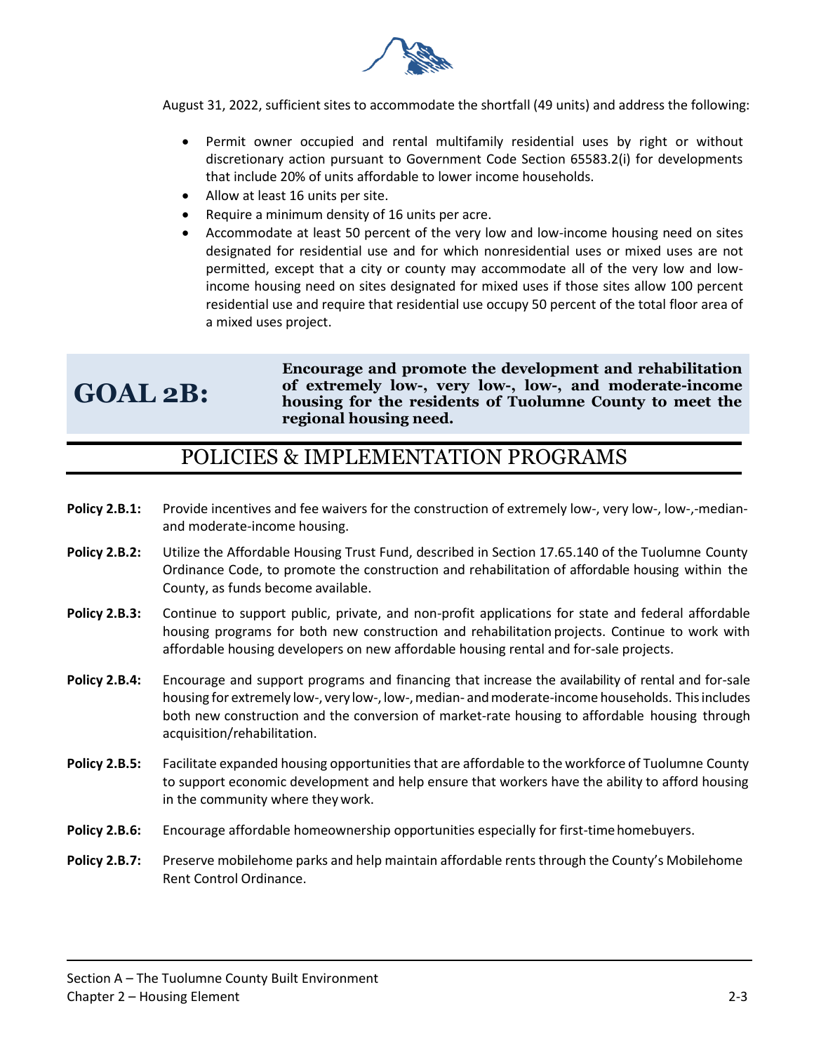August 31, 2022, sufficient sites to accommodate the shortfall (49 units) and address the following:

- Permit owner occupied and rental multifamily residential uses by right or without discretionary action pursuant to Government Code Section 65583.2(i) for developments that include 20% of units affordable to lower income households.
- Allow at least 16 units per site.
- Require a minimum density of 16 units per acre.
- Accommodate at least 50 percent of the very low and low-income housing need on sites designated for residential use and for which nonresidential uses or mixed uses are not permitted, except that a city or county may accommodate all of the very low and low-income housing need on sites designated for mixed uses if those sites allow 100 percent residential use and require that residential use occupy 50 percent of the total floor area of a mixed uses project.

## GOAL 2B:

**Encourage and promote the development and rehabilitation of extremely low-, very low-, low-, and moderate-income housing for the residents of Tuolumne County to meet the regional housing need.**

## POLICIES & IMPLEMENTATION PROGRAMS

**Policy 2.B.1:** Provide incentives and fee waivers for the construction of extremely low-, very low-, low-,-median- and moderate-income housing.

**Policy 2.B.2:** Utilize the Affordable Housing Trust Fund, described in Section 17.65.140 of the Tuolumne County Ordinance Code, to promote the construction and rehabilitation of affordable housing within the County, as funds become available.

**Policy 2.B.3:** Continue to support public, private, and non-profit applications for state and federal affordable housing programs for both new construction and rehabilitation projects. Continue to work with affordable housing developers on new affordable housing rental and for-sale projects.

**Policy 2.B.4:** Encourage and support programs and financing that increase the availability of rental and for-sale housing for extremely low-, very low-, low-, median- and moderate-income households. This includes both new construction and the conversion of market-rate housing to affordable housing through acquisition/rehabilitation.

**Policy 2.B.5:** Facilitate expanded housing opportunities that are affordable to the workforce of Tuolumne County to support economic development and help ensure that workers have the ability to afford housing in the community where they work.

**Policy 2.B.6:** Encourage affordable homeownership opportunities especially for first-time homebuyers.

**Policy 2.B.7:** Preserve mobilehome parks and help maintain affordable rents through the County's Mobilehome Rent Control Ordinance.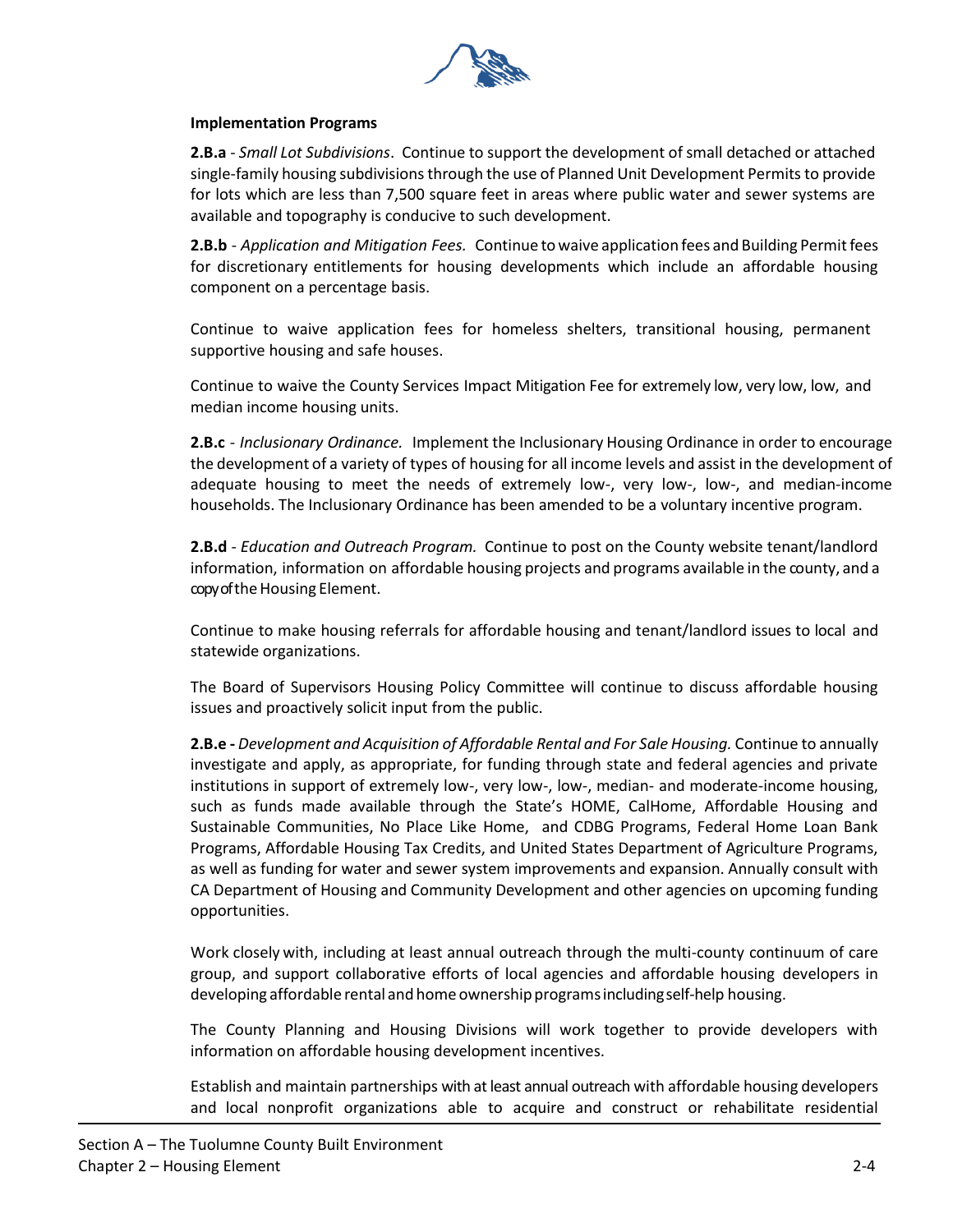**Implementation Programs**

**2.B.a** - *Small Lot Subdivisions*. Continue to support the development of small detached or attached single-family housing subdivisions through the use of Planned Unit Development Permits to provide for lots which are less than 7,500 square feet in areas where public water and sewer systems are available and topography is conducive to such development.

**2.B.b** - *Application and Mitigation Fees.* Continue to waive application fees and Building Permit fees for discretionary entitlements for housing developments which include an affordable housing component on a percentage basis.

Continue to waive application fees for homeless shelters, transitional housing, permanent supportive housing and safe houses.

Continue to waive the County Services Impact Mitigation Fee for extremely low, very low, low, and median income housing units.

**2.B.c** - *Inclusionary Ordinance.* Implement the Inclusionary Housing Ordinance in order to encourage the development of a variety of types of housing for all income levels and assist in the development of adequate housing to meet the needs of extremely low-, very low-, low-, and median-income households. The Inclusionary Ordinance has been amended to be a voluntary incentive program.

**2.B.d** - *Education and Outreach Program.* Continue to post on the County website tenant/landlord information, information on affordable housing projects and programs available in the county, and a copy of the Housing Element.

Continue to make housing referrals for affordable housing and tenant/landlord issues to local and statewide organizations.

The Board of Supervisors Housing Policy Committee will continue to discuss affordable housing issues and proactively solicit input from the public.

**2.B.e -** *Development and Acquisition of Affordable Rental and For Sale Housing.* Continue to annually investigate and apply, as appropriate, for funding through state and federal agencies and private institutions in support of extremely low-, very low-, low-, median- and moderate-income housing, such as funds made available through the State's HOME, CalHome, Affordable Housing and Sustainable Communities, No Place Like Home, and CDBG Programs, Federal Home Loan Bank Programs, Affordable Housing Tax Credits, and United States Department of Agriculture Programs, as well as funding for water and sewer system improvements and expansion. Annually consult with CA Department of Housing and Community Development and other agencies on upcoming funding opportunities.

Work closely with, including at least annual outreach through the multi-county continuum of care group, and support collaborative efforts of local agencies and affordable housing developers in developing affordable rental and home ownership programs including self-help housing.

The County Planning and Housing Divisions will work together to provide developers with information on affordable housing development incentives.

Establish and maintain partnerships with at least annual outreach with affordable housing developers and local nonprofit organizations able to acquire and construct or rehabilitate residential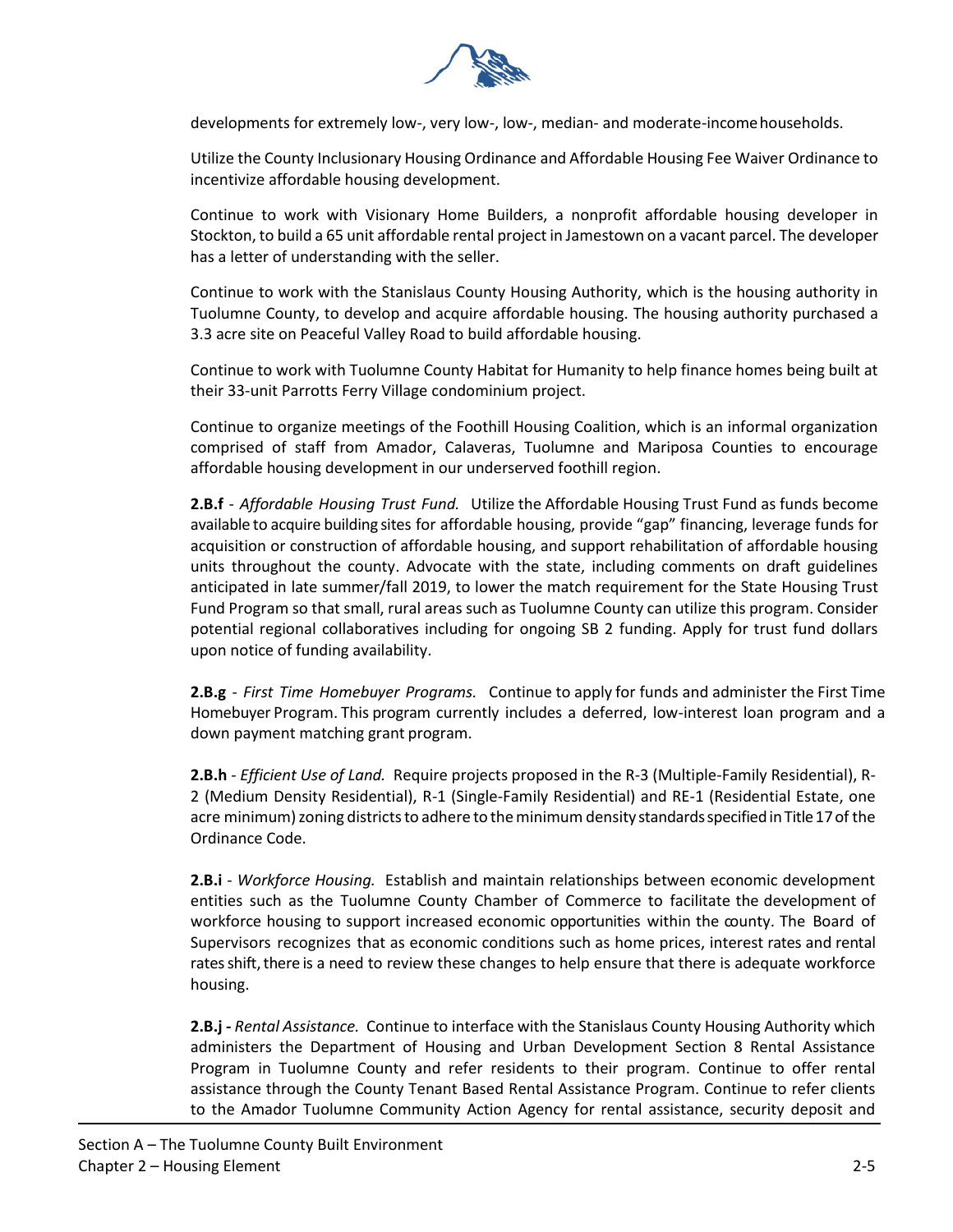developments for extremely low-, very low-, low-, median- and moderate-income households.

Utilize the County Inclusionary Housing Ordinance and Affordable Housing Fee Waiver Ordinance to incentivize affordable housing development.

Continue to work with Visionary Home Builders, a nonprofit affordable housing developer in Stockton, to build a 65 unit affordable rental project in Jamestown on a vacant parcel. The developer has a letter of understanding with the seller.

Continue to work with the Stanislaus County Housing Authority, which is the housing authority in Tuolumne County, to develop and acquire affordable housing. The housing authority purchased a 3.3 acre site on Peaceful Valley Road to build affordable housing.

Continue to work with Tuolumne County Habitat for Humanity to help finance homes being built at their 33-unit Parrotts Ferry Village condominium project.

Continue to organize meetings of the Foothill Housing Coalition, which is an informal organization comprised of staff from Amador, Calaveras, Tuolumne and Mariposa Counties to encourage affordable housing development in our underserved foothill region.

**2.B.f** - *Affordable Housing Trust Fund.* Utilize the Affordable Housing Trust Fund as funds become available to acquire building sites for affordable housing, provide "gap" financing, leverage funds for acquisition or construction of affordable housing, and support rehabilitation of affordable housing units throughout the county. Advocate with the state, including comments on draft guidelines anticipated in late summer/fall 2019, to lower the match requirement for the State Housing Trust Fund Program so that small, rural areas such as Tuolumne County can utilize this program. Consider potential regional collaboratives including for ongoing SB 2 funding. Apply for trust fund dollars upon notice of funding availability.

**2.B.g** - *First Time Homebuyer Programs.* Continue to apply for funds and administer the First Time Homebuyer Program. This program currently includes a deferred, low-interest loan program and a down payment matching grant program.

**2.B.h** - *Efficient Use of Land.* Require projects proposed in the R-3 (Multiple-Family Residential), R-2 (Medium Density Residential), R-1 (Single-Family Residential) and RE-1 (Residential Estate, one acre minimum) zoning districts to adhere to the minimum density standards specified in Title 17 of the Ordinance Code.

**2.B.i** - *Workforce Housing.* Establish and maintain relationships between economic development entities such as the Tuolumne County Chamber of Commerce to facilitate the development of workforce housing to support increased economic opportunities within the county. The Board of Supervisors recognizes that as economic conditions such as home prices, interest rates and rental rates shift, there is a need to review these changes to help ensure that there is adequate workforce housing.

**2.B.j** - *Rental Assistance.* Continue to interface with the Stanislaus County Housing Authority which administers the Department of Housing and Urban Development Section 8 Rental Assistance Program in Tuolumne County and refer residents to their program. Continue to offer rental assistance through the County Tenant Based Rental Assistance Program. Continue to refer clients to the Amador Tuolumne Community Action Agency for rental assistance, security deposit and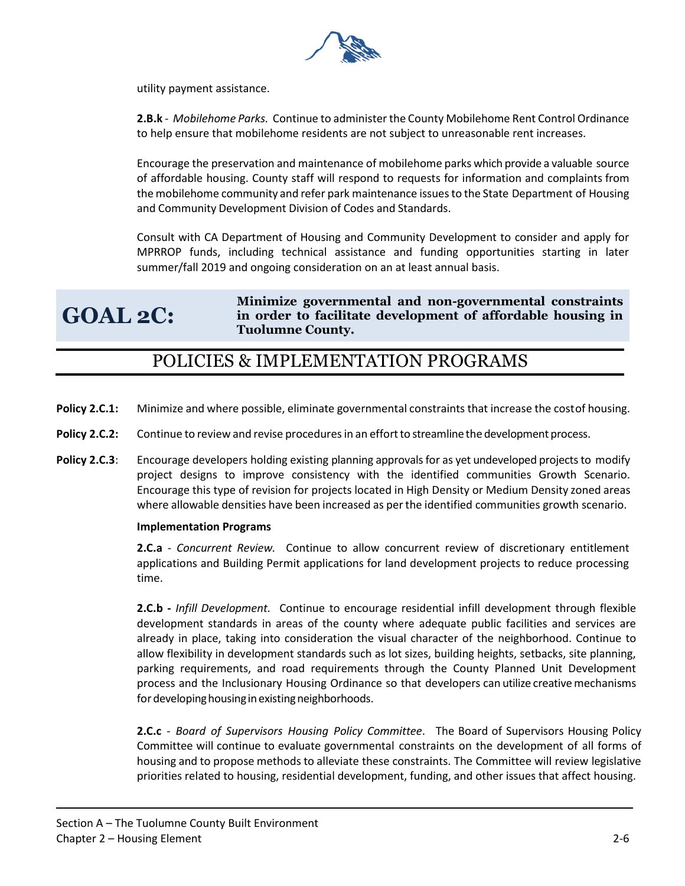utility payment assistance.

**2.B.k** - *Mobilehome Parks.* Continue to administer the County Mobilehome Rent Control Ordinance to help ensure that mobilehome residents are not subject to unreasonable rent increases.

Encourage the preservation and maintenance of mobilehome parks which provide a valuable source of affordable housing. County staff will respond to requests for information and complaints from the mobilehome community and refer park maintenance issues to the State Department of Housing and Community Development Division of Codes and Standards.

Consult with CA Department of Housing and Community Development to consider and apply for MPRROP funds, including technical assistance and funding opportunities starting in later summer/fall 2019 and ongoing consideration on an at least annual basis.

## GOAL 2C: Minimize governmental and non-governmental constraints in order to facilitate development of affordable housing in Tuolumne County.

## POLICIES & IMPLEMENTATION PROGRAMS

**Policy 2.C.1:** Minimize and where possible, eliminate governmental constraints that increase the costof housing.

**Policy 2.C.2:** Continue to review and revise procedures in an effort to streamline the development process.

**Policy 2.C.3**: Encourage developers holding existing planning approvals for as yet undeveloped projects to modify project designs to improve consistency with the identified communities Growth Scenario. Encourage this type of revision for projects located in High Density or Medium Density zoned areas where allowable densities have been increased as per the identified communities growth scenario.

**Implementation Programs**

**2.C.a** - *Concurrent Review.* Continue to allow concurrent review of discretionary entitlement applications and Building Permit applications for land development projects to reduce processing time.

**2.C.b -** *Infill Development.* Continue to encourage residential infill development through flexible development standards in areas of the county where adequate public facilities and services are already in place, taking into consideration the visual character of the neighborhood. Continue to allow flexibility in development standards such as lot sizes, building heights, setbacks, site planning, parking requirements, and road requirements through the County Planned Unit Development process and the Inclusionary Housing Ordinance so that developers can utilize creative mechanisms for developing housing in existing neighborhoods.

**2.C.c** - *Board of Supervisors Housing Policy Committee*. The Board of Supervisors Housing Policy Committee will continue to evaluate governmental constraints on the development of all forms of housing and to propose methods to alleviate these constraints. The Committee will review legislative priorities related to housing, residential development, funding, and other issues that affect housing.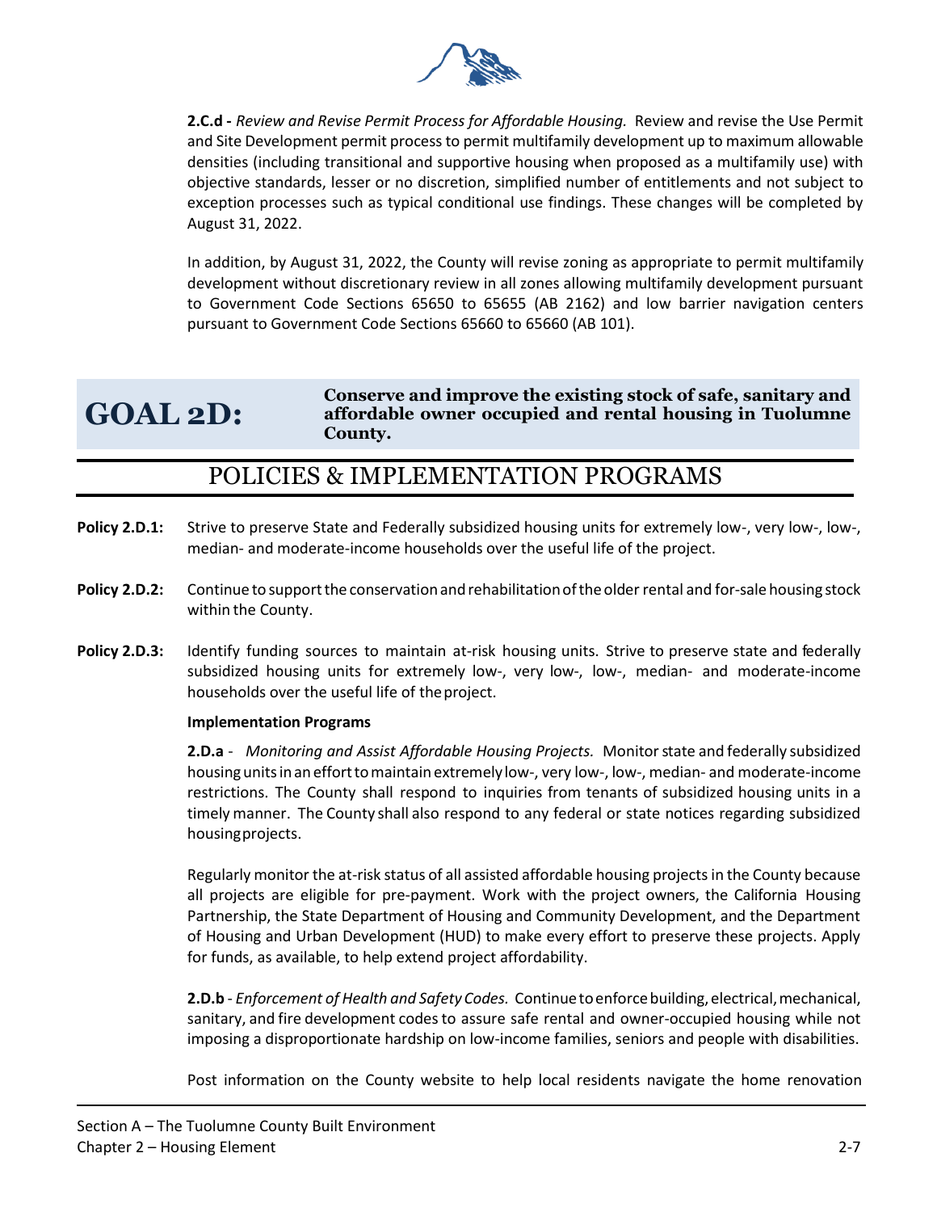**2.C.d -** *Review and Revise Permit Process for Affordable Housing.* Review and revise the Use Permit and Site Development permit process to permit multifamily development up to maximum allowable densities (including transitional and supportive housing when proposed as a multifamily use) with objective standards, lesser or no discretion, simplified number of entitlements and not subject to exception processes such as typical conditional use findings. These changes will be completed by August 31, 2022.

In addition, by August 31, 2022, the County will revise zoning as appropriate to permit multifamily development without discretionary review in all zones allowing multifamily development pursuant to Government Code Sections 65650 to 65655 (AB 2162) and low barrier navigation centers pursuant to Government Code Sections 65660 to 65660 (AB 101).

## GOAL 2D: Conserve and improve the existing stock of safe, sanitary and affordable owner occupied and rental housing in Tuolumne County.

## POLICIES & IMPLEMENTATION PROGRAMS

**Policy 2.D.1:** Strive to preserve State and Federally subsidized housing units for extremely low-, very low-, low-, median- and moderate-income households over the useful life of the project.

**Policy 2.D.2:** Continue to support the conservation and rehabilitation of the older rental and for-sale housing stock within the County.

**Policy 2.D.3:** Identify funding sources to maintain at-risk housing units. Strive to preserve state and federally subsidized housing units for extremely low-, very low-, low-, median- and moderate-income households over the useful life of the project.

**Implementation Programs**

**2.D.a** - *Monitoring and Assist Affordable Housing Projects.* Monitor state and federally subsidized housing units in an effort to maintain extremely low-, very low-, low-, median- and moderate-income restrictions. The County shall respond to inquiries from tenants of subsidized housing units in a timely manner. The County shall also respond to any federal or state notices regarding subsidized housing projects.

Regularly monitor the at-risk status of all assisted affordable housing projects in the County because all projects are eligible for pre-payment. Work with the project owners, the California Housing Partnership, the State Department of Housing and Community Development, and the Department of Housing and Urban Development (HUD) to make every effort to preserve these projects. Apply for funds, as available, to help extend project affordability.

**2.D.b** - *Enforcement of Health and Safety Codes.* Continue to enforce building, electrical, mechanical, sanitary, and fire development codes to assure safe rental and owner-occupied housing while not imposing a disproportionate hardship on low-income families, seniors and people with disabilities.

Post information on the County website to help local residents navigate the home renovation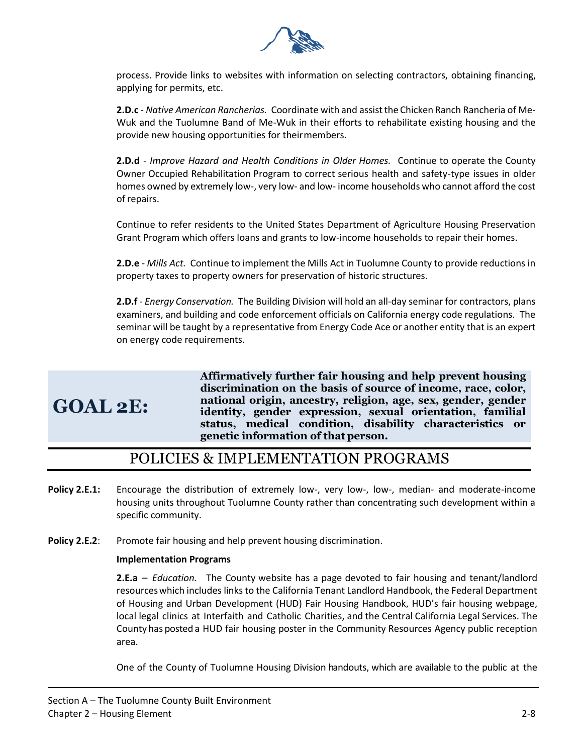process. Provide links to websites with information on selecting contractors, obtaining financing, applying for permits, etc.

**2.D.c** - *Native American Rancherias.* Coordinate with and assist the Chicken Ranch Rancheria of Me-Wuk and the Tuolumne Band of Me-Wuk in their efforts to rehabilitate existing housing and the provide new housing opportunities for their members.

**2.D.d** - *Improve Hazard and Health Conditions in Older Homes.* Continue to operate the County Owner Occupied Rehabilitation Program to correct serious health and safety-type issues in older homes owned by extremely low-, very low- and low- income households who cannot afford the cost of repairs.

Continue to refer residents to the United States Department of Agriculture Housing Preservation Grant Program which offers loans and grants to low-income households to repair their homes.

**2.D.e** - *Mills Act.* Continue to implement the Mills Act in Tuolumne County to provide reductions in property taxes to property owners for preservation of historic structures.

**2.D.f** - *Energy Conservation.* The Building Division will hold an all-day seminar for contractors, plans examiners, and building and code enforcement officials on California energy code regulations. The seminar will be taught by a representative from Energy Code Ace or another entity that is an expert on energy code requirements.

## GOAL 2E:

**Affirmatively further fair housing and help prevent housing discrimination on the basis of source of income, race, color, national origin, ancestry, religion, age, sex, gender, gender identity, gender expression, sexual orientation, familial status, medical condition, disability characteristics or genetic information of that person.**

## POLICIES & IMPLEMENTATION PROGRAMS

**Policy 2.E.1:** Encourage the distribution of extremely low-, very low-, low-, median- and moderate-income housing units throughout Tuolumne County rather than concentrating such development within a specific community.

**Policy 2.E.2**: Promote fair housing and help prevent housing discrimination.

**Implementation Programs**

**2.E.a** – *Education.* The County website has a page devoted to fair housing and tenant/landlord resources which includes links to the California Tenant Landlord Handbook, the Federal Department of Housing and Urban Development (HUD) Fair Housing Handbook, HUD's fair housing webpage, local legal clinics at Interfaith and Catholic Charities, and the Central California Legal Services. The County has posted a HUD fair housing poster in the Community Resources Agency public reception area.

One of the County of Tuolumne Housing Division handouts, which are available to the public at the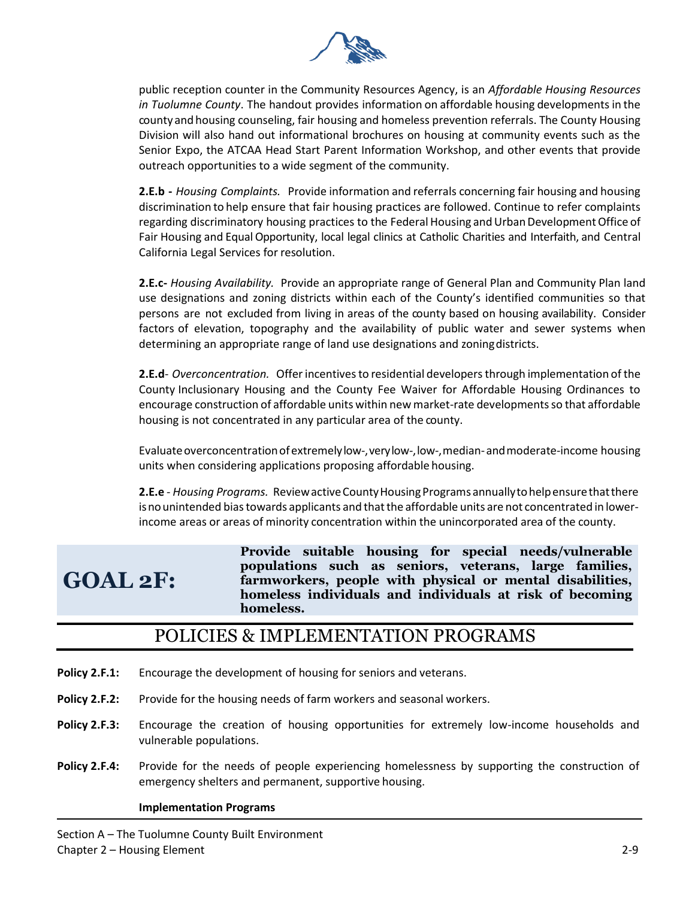public reception counter in the Community Resources Agency, is an *Affordable Housing Resources in Tuolumne County*. The handout provides information on affordable housing developments in the county and housing counseling, fair housing and homeless prevention referrals. The County Housing Division will also hand out informational brochures on housing at community events such as the Senior Expo, the ATCAA Head Start Parent Information Workshop, and other events that provide outreach opportunities to a wide segment of the community.

**2.E.b -** *Housing Complaints.* Provide information and referrals concerning fair housing and housing discrimination to help ensure that fair housing practices are followed. Continue to refer complaints regarding discriminatory housing practices to the Federal Housing and Urban Development Office of Fair Housing and Equal Opportunity, local legal clinics at Catholic Charities and Interfaith, and Central California Legal Services for resolution.

**2.E.c-** *Housing Availability.* Provide an appropriate range of General Plan and Community Plan land use designations and zoning districts within each of the County's identified communities so that persons are not excluded from living in areas of the county based on housing availability. Consider factors of elevation, topography and the availability of public water and sewer systems when determining an appropriate range of land use designations and zoning districts.

**2.E.d**- *Overconcentration.* Offer incentives to residential developers through implementation of the County Inclusionary Housing and the County Fee Waiver for Affordable Housing Ordinances to encourage construction of affordable units within new market-rate developments so that affordable housing is not concentrated in any particular area of the county.

Evaluate overconcentration of extremely low-, very low-, low-, median- and moderate-income housing units when considering applications proposing affordable housing.

**2.E.e** - *Housing Programs.* Review active County Housing Programs annually to help ensure that there is no unintended bias towards applicants and that the affordable units are not concentrated in lower-income areas or areas of minority concentration within the unincorporated area of the county.

## GOAL 2F:

**Provide suitable housing for special needs/vulnerable populations such as seniors, veterans, large families, farmworkers, people with physical or mental disabilities, homeless individuals and individuals at risk of becoming homeless.**

## POLICIES & IMPLEMENTATION PROGRAMS

**Policy 2.F.1:** Encourage the development of housing for seniors and veterans.

**Policy 2.F.2:** Provide for the housing needs of farm workers and seasonal workers.

**Policy 2.F.3:** Encourage the creation of housing opportunities for extremely low-income households and vulnerable populations.

**Policy 2.F.4:** Provide for the needs of people experiencing homelessness by supporting the construction of emergency shelters and permanent, supportive housing.

**Implementation Programs**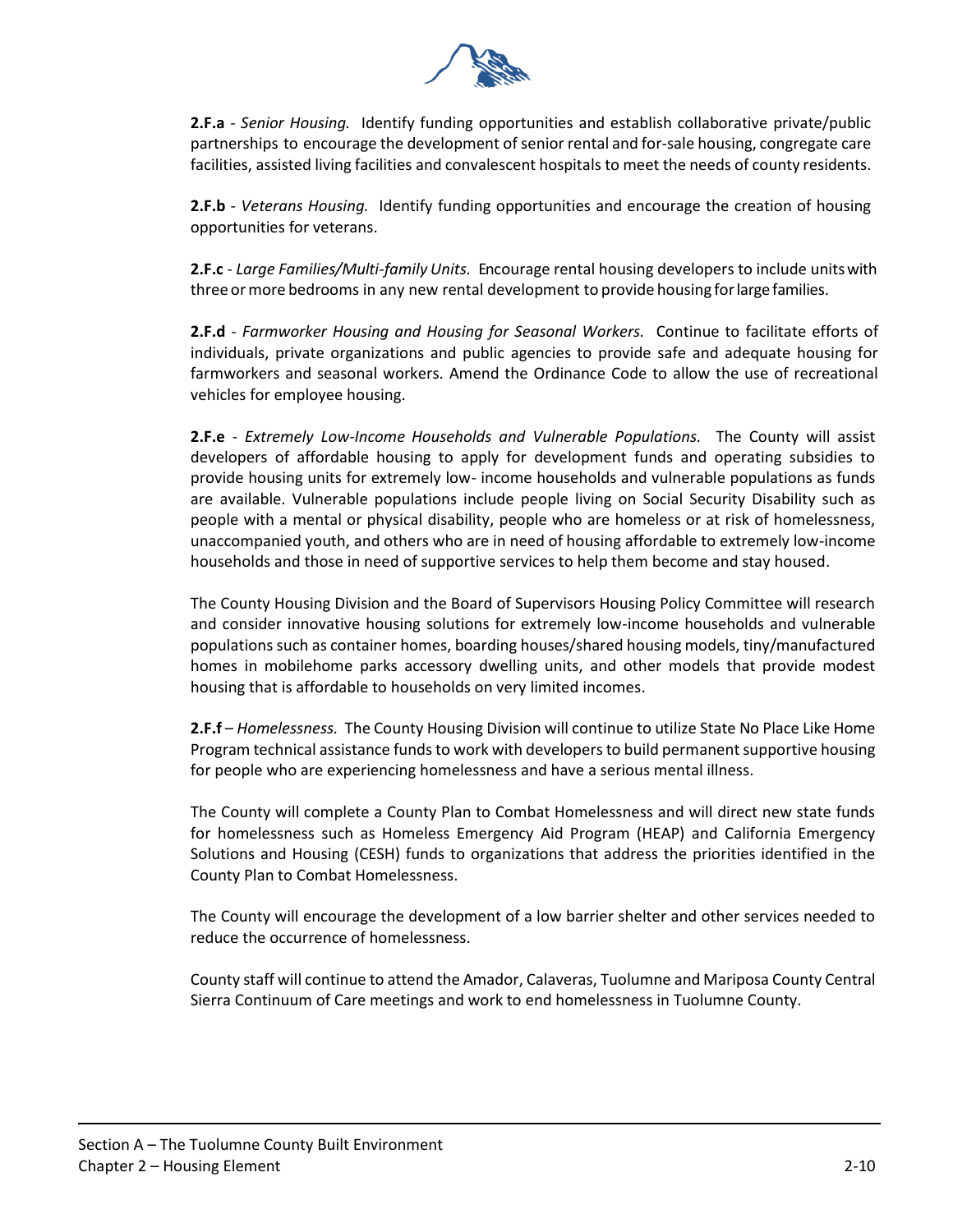**2.F.a** - *Senior Housing.* Identify funding opportunities and establish collaborative private/public partnerships to encourage the development of senior rental and for-sale housing, congregate care facilities, assisted living facilities and convalescent hospitals to meet the needs of county residents.

**2.F.b** - *Veterans Housing.* Identify funding opportunities and encourage the creation of housing opportunities for veterans.

**2.F.c** - *Large Families/Multi-family Units.* Encourage rental housing developers to include units with three or more bedrooms in any new rental development to provide housing for large families.

**2.F.d** - *Farmworker Housing and Housing for Seasonal Workers.* Continue to facilitate efforts of individuals, private organizations and public agencies to provide safe and adequate housing for farmworkers and seasonal workers. Amend the Ordinance Code to allow the use of recreational vehicles for employee housing.

**2.F.e** - *Extremely Low-Income Households and Vulnerable Populations.* The County will assist developers of affordable housing to apply for development funds and operating subsidies to provide housing units for extremely low- income households and vulnerable populations as funds are available. Vulnerable populations include people living on Social Security Disability such as people with a mental or physical disability, people who are homeless or at risk of homelessness, unaccompanied youth, and others who are in need of housing affordable to extremely low-income households and those in need of supportive services to help them become and stay housed.

The County Housing Division and the Board of Supervisors Housing Policy Committee will research and consider innovative housing solutions for extremely low-income households and vulnerable populations such as container homes, boarding houses/shared housing models, tiny/manufactured homes in mobilehome parks accessory dwelling units, and other models that provide modest housing that is affordable to households on very limited incomes.

**2.F.f** – *Homelessness.* The County Housing Division will continue to utilize State No Place Like Home Program technical assistance funds to work with developers to build permanent supportive housing for people who are experiencing homelessness and have a serious mental illness.

The County will complete a County Plan to Combat Homelessness and will direct new state funds for homelessness such as Homeless Emergency Aid Program (HEAP) and California Emergency Solutions and Housing (CESH) funds to organizations that address the priorities identified in the County Plan to Combat Homelessness.

The County will encourage the development of a low barrier shelter and other services needed to reduce the occurrence of homelessness.

County staff will continue to attend the Amador, Calaveras, Tuolumne and Mariposa County Central Sierra Continuum of Care meetings and work to end homelessness in Tuolumne County.